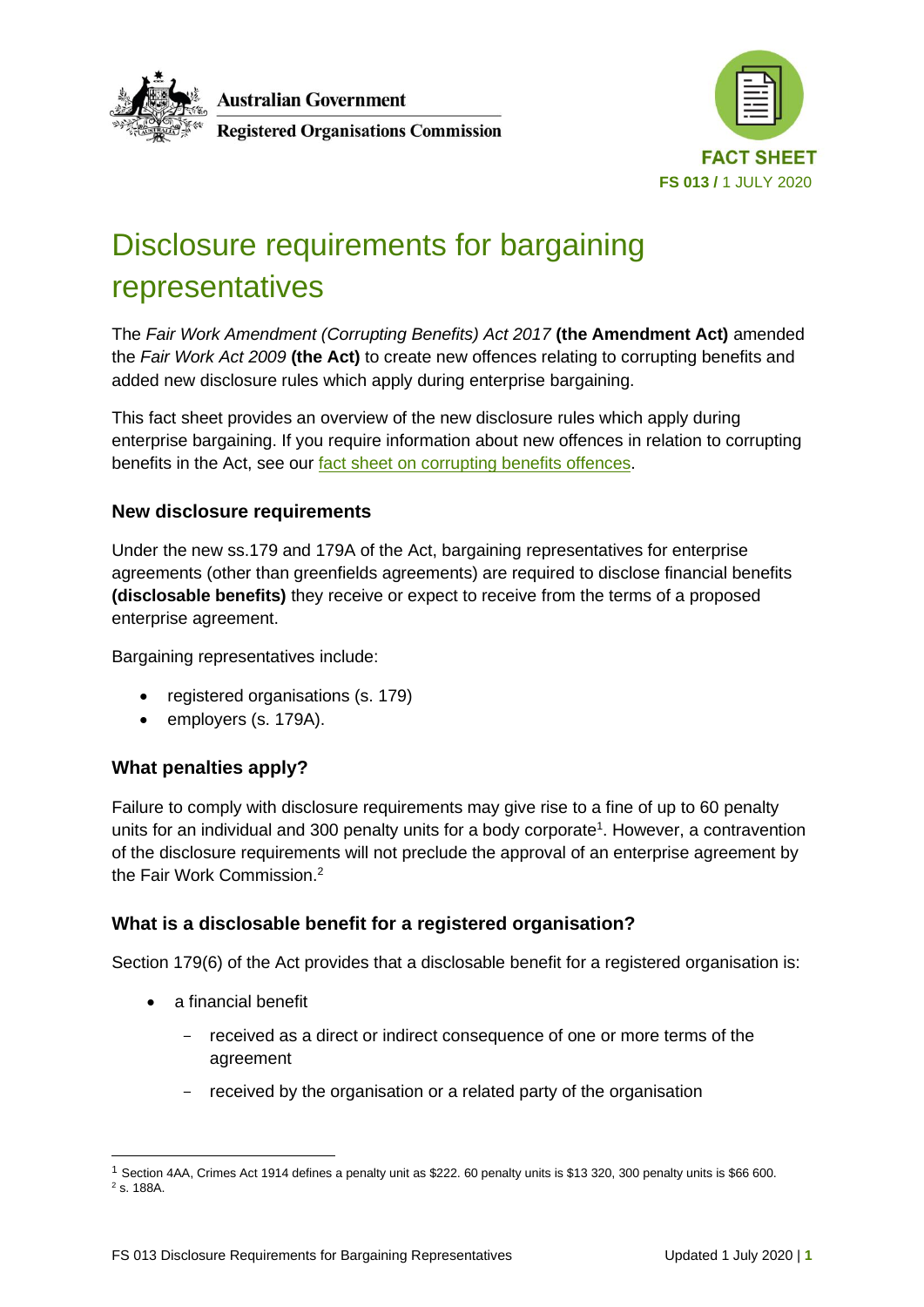Australian Government
Registered Organisations Commission

FACT SHEET
FS 013 / 1 JULY 2020

# Disclosure requirements for bargaining representatives

The *Fair Work Amendment (Corrupting Benefits) Act 2017* **(the Amendment Act)** amended the *Fair Work Act 2009* **(the Act)** to create new offences relating to corrupting benefits and added new disclosure rules which apply during enterprise bargaining.

This fact sheet provides an overview of the new disclosure rules which apply during enterprise bargaining. If you require information about new offences in relation to corrupting benefits in the Act, see our fact sheet on corrupting benefits offences.

### New disclosure requirements

Under the new ss.179 and 179A of the Act, bargaining representatives for enterprise agreements (other than greenfields agreements) are required to disclose financial benefits **(disclosable benefits)** they receive or expect to receive from the terms of a proposed enterprise agreement.

Bargaining representatives include:

- registered organisations (s. 179)
- employers (s. 179A).

### What penalties apply?

Failure to comply with disclosure requirements may give rise to a fine of up to 60 penalty units for an individual and 300 penalty units for a body corporate[1]. However, a contravention of the disclosure requirements will not preclude the approval of an enterprise agreement by the Fair Work Commission.[2]

### What is a disclosable benefit for a registered organisation?

Section 179(6) of the Act provides that a disclosable benefit for a registered organisation is:

- a financial benefit
  - received as a direct or indirect consequence of one or more terms of the agreement
  - received by the organisation or a related party of the organisation

[1] Section 4AA, Crimes Act 1914 defines a penalty unit as $222. 60 penalty units is $13 320, 300 penalty units is $66 600.
[2] s. 188A.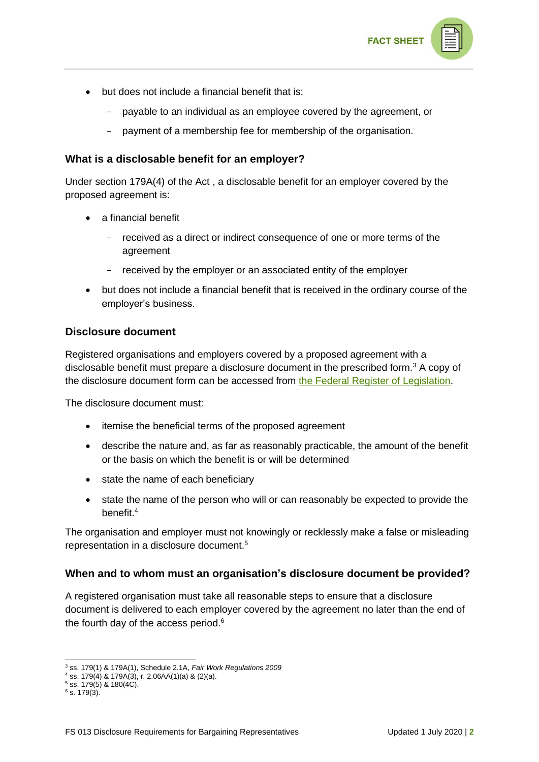- but does not include a financial benefit that is:
  - payable to an individual as an employee covered by the agreement, or
  - payment of a membership fee for membership of the organisation.

### What is a disclosable benefit for an employer?

Under section 179A(4) of the Act , a disclosable benefit for an employer covered by the proposed agreement is:

- a financial benefit
  - received as a direct or indirect consequence of one or more terms of the agreement
  - received by the employer or an associated entity of the employer
- but does not include a financial benefit that is received in the ordinary course of the employer's business.

### Disclosure document

Registered organisations and employers covered by a proposed agreement with a disclosable benefit must prepare a disclosure document in the prescribed form.[3] A copy of the disclosure document form can be accessed from [the Federal Register of Legislation](#).

The disclosure document must:

- itemise the beneficial terms of the proposed agreement
- describe the nature and, as far as reasonably practicable, the amount of the benefit or the basis on which the benefit is or will be determined
- state the name of each beneficiary
- state the name of the person who will or can reasonably be expected to provide the benefit.[4]

The organisation and employer must not knowingly or recklessly make a false or misleading representation in a disclosure document.[5]

### When and to whom must an organisation's disclosure document be provided?

A registered organisation must take all reasonable steps to ensure that a disclosure document is delivered to each employer covered by the agreement no later than the end of the fourth day of the access period.[6]

---

[3] ss. 179(1) & 179A(1), Schedule 2.1A, *Fair Work Regulations 2009*
[4] ss. 179(4) & 179A(3), r. 2.06AA(1)(a) & (2)(a).
[5] ss. 179(5) & 180(4C).
[6] s. 179(3).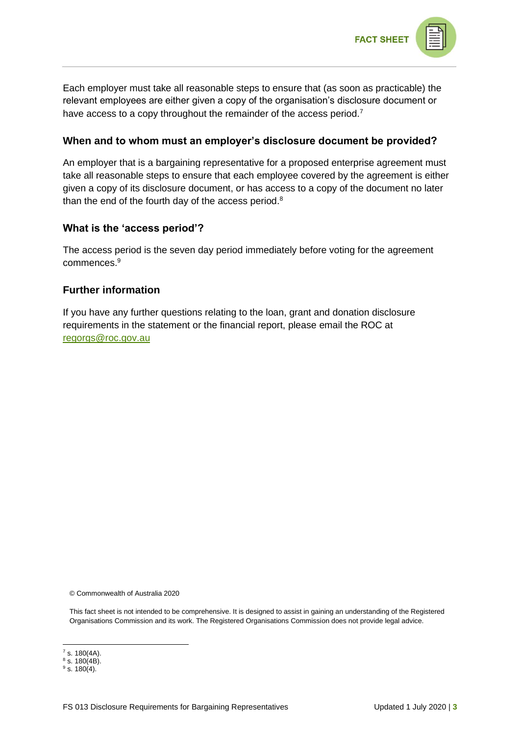Each employer must take all reasonable steps to ensure that (as soon as practicable) the relevant employees are either given a copy of the organisation's disclosure document or have access to a copy throughout the remainder of the access period.[7]

### When and to whom must an employer's disclosure document be provided?

An employer that is a bargaining representative for a proposed enterprise agreement must take all reasonable steps to ensure that each employee covered by the agreement is either given a copy of its disclosure document, or has access to a copy of the document no later than the end of the fourth day of the access period.[8]

### What is the 'access period'?

The access period is the seven day period immediately before voting for the agreement commences.[9]

### Further information

If you have any further questions relating to the loan, grant and donation disclosure requirements in the statement or the financial report, please email the ROC at regorgs@roc.gov.au

© Commonwealth of Australia 2020

This fact sheet is not intended to be comprehensive. It is designed to assist in gaining an understanding of the Registered Organisations Commission and its work. The Registered Organisations Commission does not provide legal advice.

[7] s. 180(4A).
[8] s. 180(4B).
[9] s. 180(4).